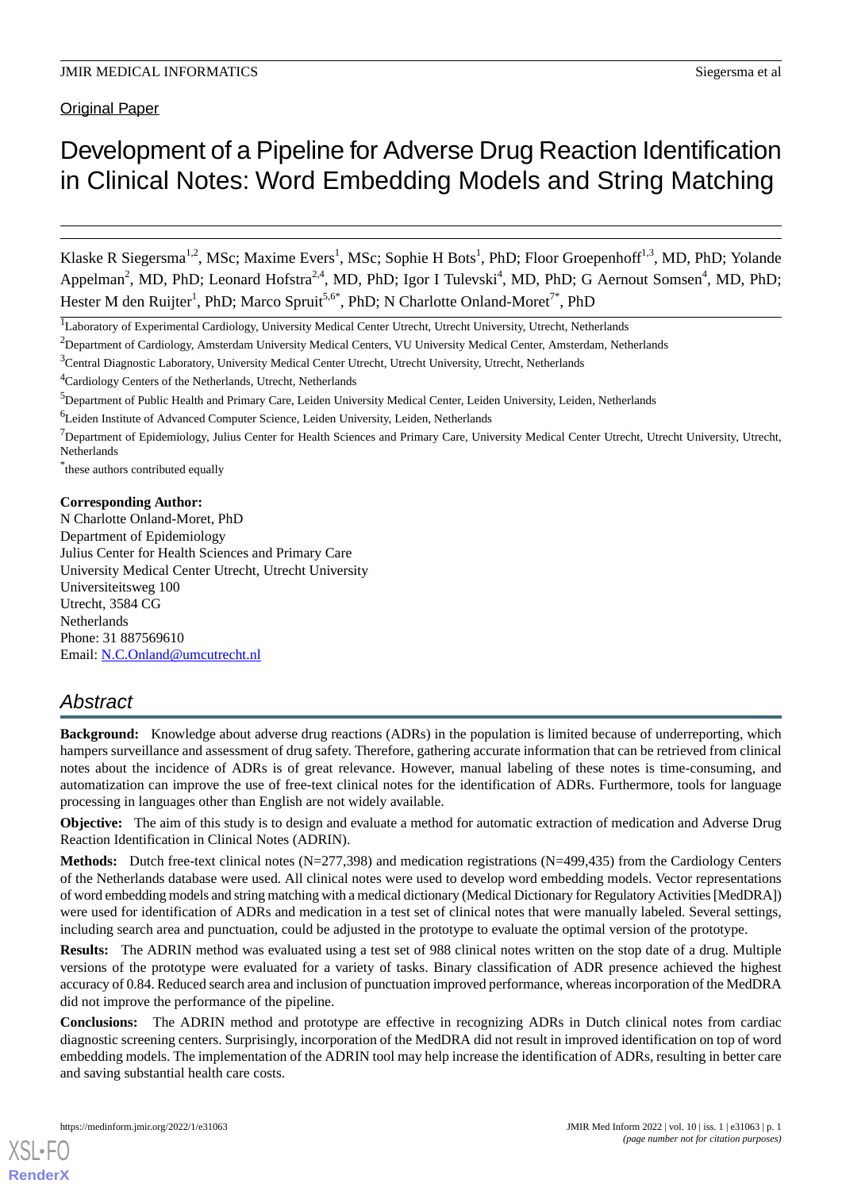Original Paper

# Development of a Pipeline for Adverse Drug Reaction Identification in Clinical Notes: Word Embedding Models and String Matching

Klaske R Siegersma[1,2], MSc; Maxime Evers[1], MSc; Sophie H Bots[1], PhD; Floor Groepenhoff[1,3], MD, PhD; Yolande Appelman[2], MD, PhD; Leonard Hofstra[2,4], MD, PhD; Igor I Tulevski[4], MD, PhD; G Aernout Somsen[4], MD, PhD; Hester M den Ruijter[1], PhD; Marco Spruit[5,6*], PhD; N Charlotte Onland-Moret[7*], PhD

[1]Laboratory of Experimental Cardiology, University Medical Center Utrecht, Utrecht University, Utrecht, Netherlands

[2]Department of Cardiology, Amsterdam University Medical Centers, VU University Medical Center, Amsterdam, Netherlands

[3]Central Diagnostic Laboratory, University Medical Center Utrecht, Utrecht University, Utrecht, Netherlands

[4]Cardiology Centers of the Netherlands, Utrecht, Netherlands

[5]Department of Public Health and Primary Care, Leiden University Medical Center, Leiden University, Leiden, Netherlands

[6]Leiden Institute of Advanced Computer Science, Leiden University, Leiden, Netherlands

[7]Department of Epidemiology, Julius Center for Health Sciences and Primary Care, University Medical Center Utrecht, Utrecht University, Utrecht, Netherlands

[*]these authors contributed equally

**Corresponding Author:**
N Charlotte Onland-Moret, PhD
Department of Epidemiology
Julius Center for Health Sciences and Primary Care
University Medical Center Utrecht, Utrecht University
Universiteitsweg 100
Utrecht, 3584 CG
Netherlands
Phone: 31 887569610
Email: N.C.Onland@umcutrecht.nl

## Abstract

**Background:** Knowledge about adverse drug reactions (ADRs) in the population is limited because of underreporting, which hampers surveillance and assessment of drug safety. Therefore, gathering accurate information that can be retrieved from clinical notes about the incidence of ADRs is of great relevance. However, manual labeling of these notes is time-consuming, and automatization can improve the use of free-text clinical notes for the identification of ADRs. Furthermore, tools for language processing in languages other than English are not widely available.

**Objective:** The aim of this study is to design and evaluate a method for automatic extraction of medication and Adverse Drug Reaction Identification in Clinical Notes (ADRIN).

**Methods:** Dutch free-text clinical notes (N=277,398) and medication registrations (N=499,435) from the Cardiology Centers of the Netherlands database were used. All clinical notes were used to develop word embedding models. Vector representations of word embedding models and string matching with a medical dictionary (Medical Dictionary for Regulatory Activities [MedDRA]) were used for identification of ADRs and medication in a test set of clinical notes that were manually labeled. Several settings, including search area and punctuation, could be adjusted in the prototype to evaluate the optimal version of the prototype.

**Results:** The ADRIN method was evaluated using a test set of 988 clinical notes written on the stop date of a drug. Multiple versions of the prototype were evaluated for a variety of tasks. Binary classification of ADR presence achieved the highest accuracy of 0.84. Reduced search area and inclusion of punctuation improved performance, whereas incorporation of the MedDRA did not improve the performance of the pipeline.

**Conclusions:** The ADRIN method and prototype are effective in recognizing ADRs in Dutch clinical notes from cardiac diagnostic screening centers. Surprisingly, incorporation of the MedDRA did not result in improved identification on top of word embedding models. The implementation of the ADRIN tool may help increase the identification of ADRs, resulting in better care and saving substantial health care costs.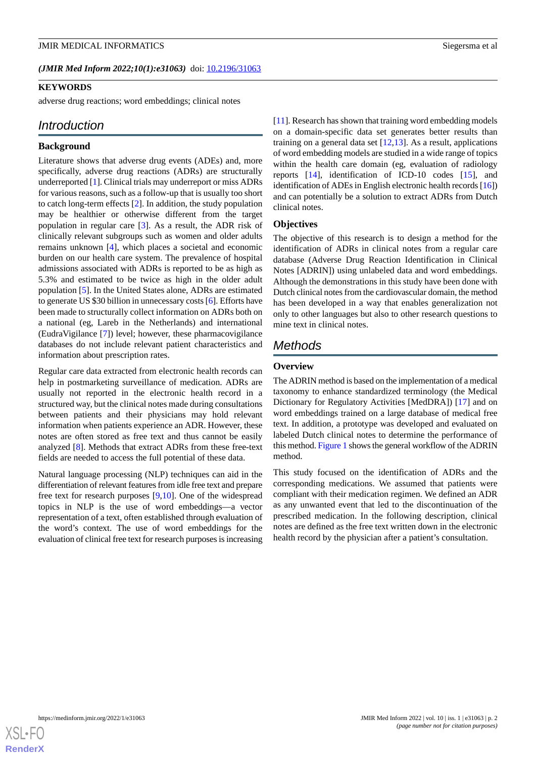*(JMIR Med Inform 2022;10(1):e31063)* doi: [10.2196/31063](https://doi.org/10.2196/31063)

**KEYWORDS**

adverse drug reactions; word embeddings; clinical notes

## Introduction

### Background

Literature shows that adverse drug events (ADEs) and, more specifically, adverse drug reactions (ADRs) are structurally underreported [1]. Clinical trials may underreport or miss ADRs for various reasons, such as a follow-up that is usually too short to catch long-term effects [2]. In addition, the study population may be healthier or otherwise different from the target population in regular care [3]. As a result, the ADR risk of clinically relevant subgroups such as women and older adults remains unknown [4], which places a societal and economic burden on our health care system. The prevalence of hospital admissions associated with ADRs is reported to be as high as 5.3% and estimated to be twice as high in the older adult population [5]. In the United States alone, ADRs are estimated to generate US $30 billion in unnecessary costs [6]. Efforts have been made to structurally collect information on ADRs both on a national (eg, Lareb in the Netherlands) and international (EudraVigilance [7]) level; however, these pharmacovigilance databases do not include relevant patient characteristics and information about prescription rates.

Regular care data extracted from electronic health records can help in postmarketing surveillance of medication. ADRs are usually not reported in the electronic health record in a structured way, but the clinical notes made during consultations between patients and their physicians may hold relevant information when patients experience an ADR. However, these notes are often stored as free text and thus cannot be easily analyzed [8]. Methods that extract ADRs from these free-text fields are needed to access the full potential of these data.

Natural language processing (NLP) techniques can aid in the differentiation of relevant features from idle free text and prepare free text for research purposes [9,10]. One of the widespread topics in NLP is the use of word embeddings—a vector representation of a text, often established through evaluation of the word's context. The use of word embeddings for the evaluation of clinical free text for research purposes is increasing [11]. Research has shown that training word embedding models on a domain-specific data set generates better results than training on a general data set [12,13]. As a result, applications of word embedding models are studied in a wide range of topics within the health care domain (eg, evaluation of radiology reports [14], identification of ICD-10 codes [15], and identification of ADEs in English electronic health records [16]) and can potentially be a solution to extract ADRs from Dutch clinical notes.

### Objectives

The objective of this research is to design a method for the identification of ADRs in clinical notes from a regular care database (Adverse Drug Reaction Identification in Clinical Notes [ADRIN]) using unlabeled data and word embeddings. Although the demonstrations in this study have been done with Dutch clinical notes from the cardiovascular domain, the method has been developed in a way that enables generalization not only to other languages but also to other research questions to mine text in clinical notes.

## Methods

### Overview

The ADRIN method is based on the implementation of a medical taxonomy to enhance standardized terminology (the Medical Dictionary for Regulatory Activities [MedDRA]) [17] and on word embeddings trained on a large database of medical free text. In addition, a prototype was developed and evaluated on labeled Dutch clinical notes to determine the performance of this method. Figure 1 shows the general workflow of the ADRIN method.

This study focused on the identification of ADRs and the corresponding medications. We assumed that patients were compliant with their medication regimen. We defined an ADR as any unwanted event that led to the discontinuation of the prescribed medication. In the following description, clinical notes are defined as the free text written down in the electronic health record by the physician after a patient's consultation.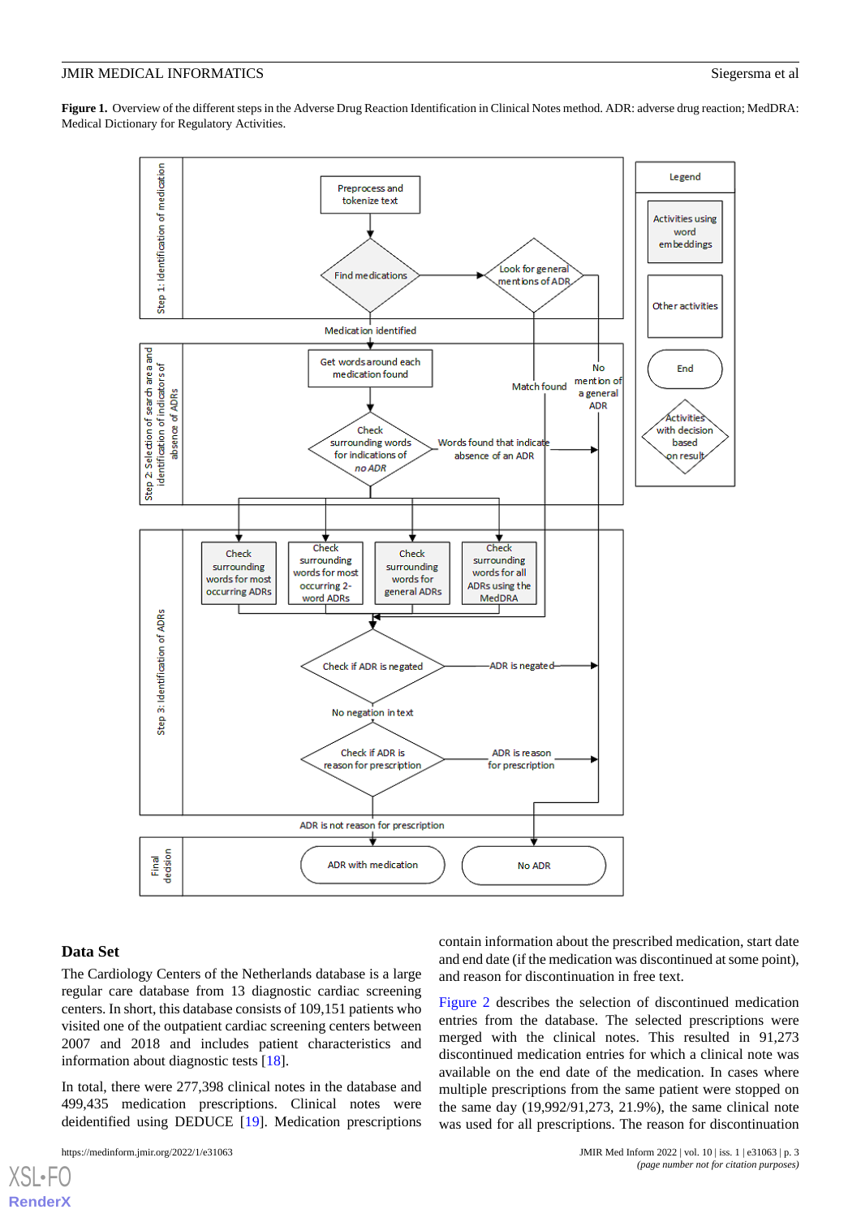**Figure 1.** Overview of the different steps in the Adverse Drug Reaction Identification in Clinical Notes method. ADR: adverse drug reaction; MedDRA: Medical Dictionary for Regulatory Activities.

### Data Set

The Cardiology Centers of the Netherlands database is a large regular care database from 13 diagnostic cardiac screening centers. In short, this database consists of 109,151 patients who visited one of the outpatient cardiac screening centers between 2007 and 2018 and includes patient characteristics and information about diagnostic tests [18].

In total, there were 277,398 clinical notes in the database and 499,435 medication prescriptions. Clinical notes were deidentified using DEDUCE [19]. Medication prescriptions contain information about the prescribed medication, start date and end date (if the medication was discontinued at some point), and reason for discontinuation in free text.

Figure 2 describes the selection of discontinued medication entries from the database. The selected prescriptions were merged with the clinical notes. This resulted in 91,273 discontinued medication entries for which a clinical note was available on the end date of the medication. In cases where multiple prescriptions from the same patient were stopped on the same day (19,992/91,273, 21.9%), the same clinical note was used for all prescriptions. The reason for discontinuation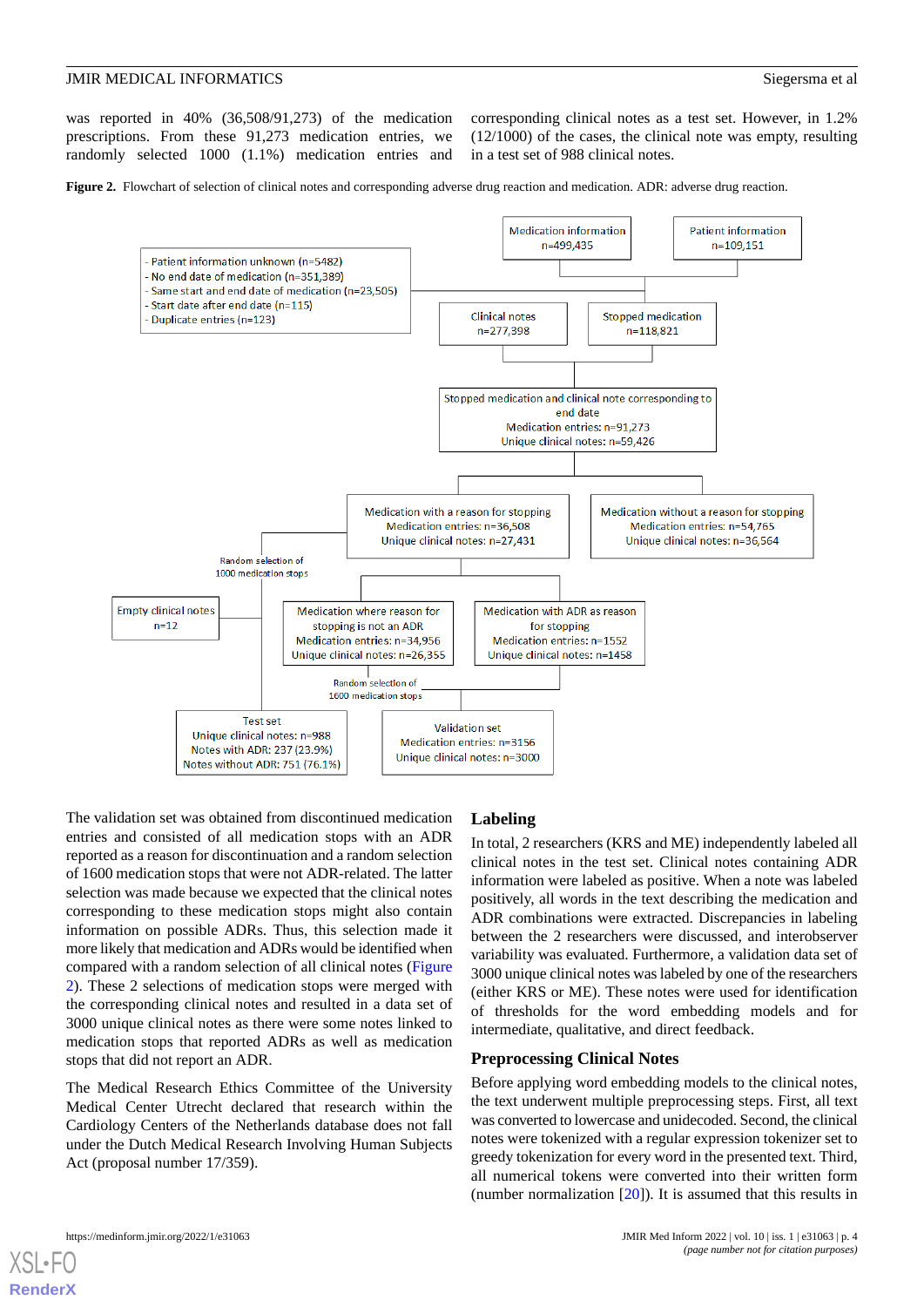was reported in 40% (36,508/91,273) of the medication prescriptions. From these 91,273 medication entries, we randomly selected 1000 (1.1%) medication entries and corresponding clinical notes as a test set. However, in 1.2% (12/1000) of the cases, the clinical note was empty, resulting in a test set of 988 clinical notes.

**Figure 2.** Flowchart of selection of clinical notes and corresponding adverse drug reaction and medication. ADR: adverse drug reaction.

Medication information n=499,435

Patient information n=109,151

- Patient information unknown (n=5482)
- No end date of medication (n=351,389)
- Same start and end date of medication (n=23,505)
- Start date after end date (n=115)
- Duplicate entries (n=123)

Clinical notes n=277,398

Stopped medication n=118,821

Stopped medication and clinical note corresponding to end date
Medication entries: n=91,273
Unique clinical notes: n=59,426

Medication with a reason for stopping
Medication entries: n=36,508
Unique clinical notes: n=27,431

Medication without a reason for stopping
Medication entries: n=54,765
Unique clinical notes: n=36,564

Random selection of 1000 medication stops

Empty clinical notes n=12

Medication where reason for stopping is not an ADR
Medication entries: n=34,956
Unique clinical notes: n=26,355

Medication with ADR as reason for stopping
Medication entries: n=1552
Unique clinical notes: n=1458

Random selection of 1600 medication stops

Test set
Unique clinical notes: n=988
Notes with ADR: 237 (23.9%)
Notes without ADR: 751 (76.1%)

Validation set
Medication entries: n=3156
Unique clinical notes: n=3000

The validation set was obtained from discontinued medication entries and consisted of all medication stops with an ADR reported as a reason for discontinuation and a random selection of 1600 medication stops that were not ADR-related. The latter selection was made because we expected that the clinical notes corresponding to these medication stops might also contain information on possible ADRs. Thus, this selection made it more likely that medication and ADRs would be identified when compared with a random selection of all clinical notes (Figure 2). These 2 selections of medication stops were merged with the corresponding clinical notes and resulted in a data set of 3000 unique clinical notes as there were some notes linked to medication stops that reported ADRs as well as medication stops that did not report an ADR.

The Medical Research Ethics Committee of the University Medical Center Utrecht declared that research within the Cardiology Centers of the Netherlands database does not fall under the Dutch Medical Research Involving Human Subjects Act (proposal number 17/359).

## Labeling

In total, 2 researchers (KRS and ME) independently labeled all clinical notes in the test set. Clinical notes containing ADR information were labeled as positive. When a note was labeled positively, all words in the text describing the medication and ADR combinations were extracted. Discrepancies in labeling between the 2 researchers were discussed, and interobserver variability was evaluated. Furthermore, a validation data set of 3000 unique clinical notes was labeled by one of the researchers (either KRS or ME). These notes were used for identification of thresholds for the word embedding models and for intermediate, qualitative, and direct feedback.

## Preprocessing Clinical Notes

Before applying word embedding models to the clinical notes, the text underwent multiple preprocessing steps. First, all text was converted to lowercase and unidecoded. Second, the clinical notes were tokenized with a regular expression tokenizer set to greedy tokenization for every word in the presented text. Third, all numerical tokens were converted into their written form (number normalization [20]). It is assumed that this results in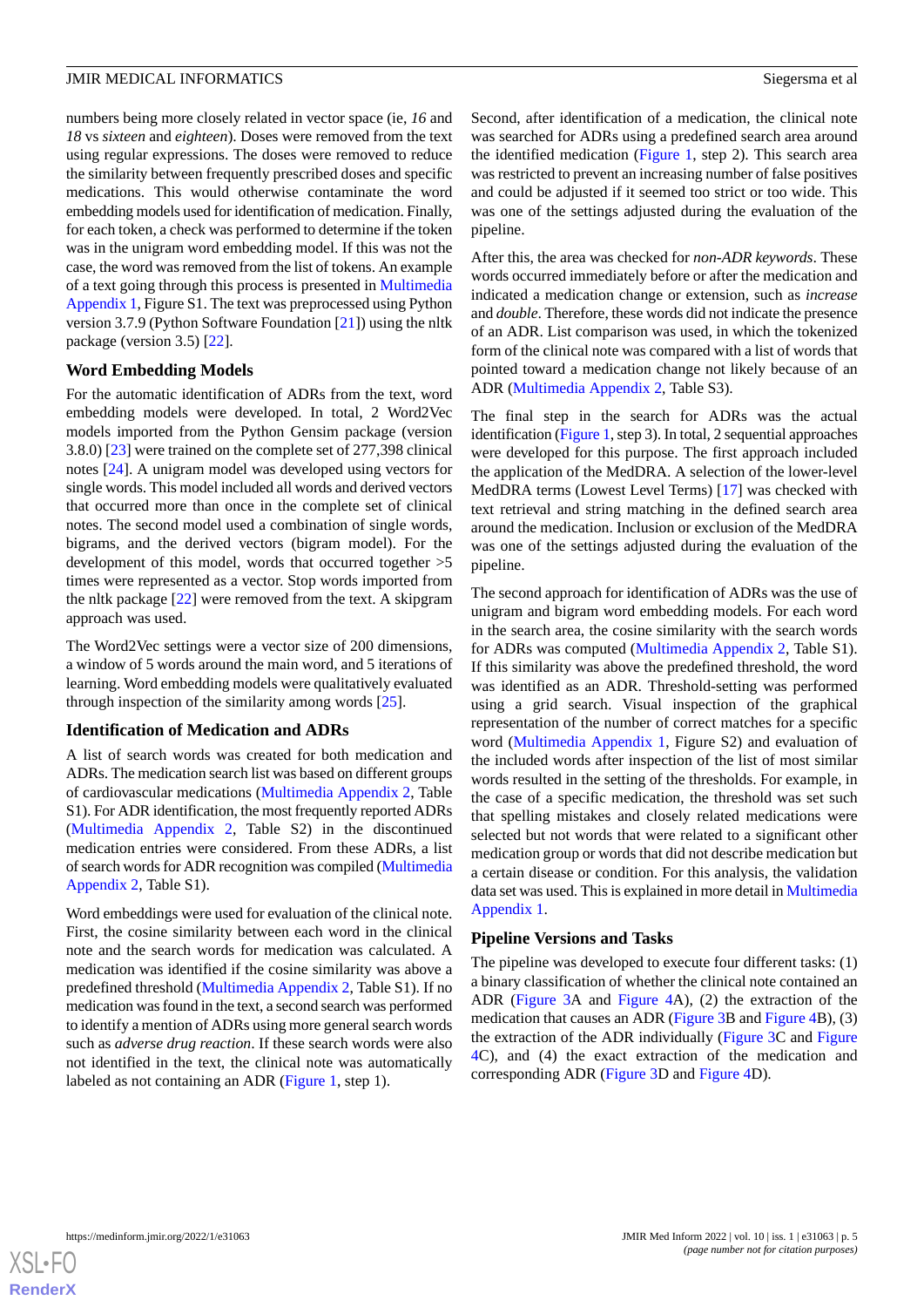numbers being more closely related in vector space (ie, *16* and *18* vs *sixteen* and *eighteen*). Doses were removed from the text using regular expressions. The doses were removed to reduce the similarity between frequently prescribed doses and specific medications. This would otherwise contaminate the word embedding models used for identification of medication. Finally, for each token, a check was performed to determine if the token was in the unigram word embedding model. If this was not the case, the word was removed from the list of tokens. An example of a text going through this process is presented in Multimedia Appendix 1, Figure S1. The text was preprocessed using Python version 3.7.9 (Python Software Foundation [21]) using the nltk package (version 3.5) [22].

### Word Embedding Models

For the automatic identification of ADRs from the text, word embedding models were developed. In total, 2 Word2Vec models imported from the Python Gensim package (version 3.8.0) [23] were trained on the complete set of 277,398 clinical notes [24]. A unigram model was developed using vectors for single words. This model included all words and derived vectors that occurred more than once in the complete set of clinical notes. The second model used a combination of single words, bigrams, and the derived vectors (bigram model). For the development of this model, words that occurred together >5 times were represented as a vector. Stop words imported from the nltk package [22] were removed from the text. A skipgram approach was used.

The Word2Vec settings were a vector size of 200 dimensions, a window of 5 words around the main word, and 5 iterations of learning. Word embedding models were qualitatively evaluated through inspection of the similarity among words [25].

### Identification of Medication and ADRs

A list of search words was created for both medication and ADRs. The medication search list was based on different groups of cardiovascular medications (Multimedia Appendix 2, Table S1). For ADR identification, the most frequently reported ADRs (Multimedia Appendix 2, Table S2) in the discontinued medication entries were considered. From these ADRs, a list of search words for ADR recognition was compiled (Multimedia Appendix 2, Table S1).

Word embeddings were used for evaluation of the clinical note. First, the cosine similarity between each word in the clinical note and the search words for medication was calculated. A medication was identified if the cosine similarity was above a predefined threshold (Multimedia Appendix 2, Table S1). If no medication was found in the text, a second search was performed to identify a mention of ADRs using more general search words such as *adverse drug reaction*. If these search words were also not identified in the text, the clinical note was automatically labeled as not containing an ADR (Figure 1, step 1).

Second, after identification of a medication, the clinical note was searched for ADRs using a predefined search area around the identified medication (Figure 1, step 2). This search area was restricted to prevent an increasing number of false positives and could be adjusted if it seemed too strict or too wide. This was one of the settings adjusted during the evaluation of the pipeline.

After this, the area was checked for *non-ADR keywords*. These words occurred immediately before or after the medication and indicated a medication change or extension, such as *increase* and *double*. Therefore, these words did not indicate the presence of an ADR. List comparison was used, in which the tokenized form of the clinical note was compared with a list of words that pointed toward a medication change not likely because of an ADR (Multimedia Appendix 2, Table S3).

The final step in the search for ADRs was the actual identification (Figure 1, step 3). In total, 2 sequential approaches were developed for this purpose. The first approach included the application of the MedDRA. A selection of the lower-level MedDRA terms (Lowest Level Terms) [17] was checked with text retrieval and string matching in the defined search area around the medication. Inclusion or exclusion of the MedDRA was one of the settings adjusted during the evaluation of the pipeline.

The second approach for identification of ADRs was the use of unigram and bigram word embedding models. For each word in the search area, the cosine similarity with the search words for ADRs was computed (Multimedia Appendix 2, Table S1). If this similarity was above the predefined threshold, the word was identified as an ADR. Threshold-setting was performed using a grid search. Visual inspection of the graphical representation of the number of correct matches for a specific word (Multimedia Appendix 1, Figure S2) and evaluation of the included words after inspection of the list of most similar words resulted in the setting of the thresholds. For example, in the case of a specific medication, the threshold was set such that spelling mistakes and closely related medications were selected but not words that were related to a significant other medication group or words that did not describe medication but a certain disease or condition. For this analysis, the validation data set was used. This is explained in more detail in Multimedia Appendix 1.

### Pipeline Versions and Tasks

The pipeline was developed to execute four different tasks: (1) a binary classification of whether the clinical note contained an ADR (Figure 3A and Figure 4A), (2) the extraction of the medication that causes an ADR (Figure 3B and Figure 4B), (3) the extraction of the ADR individually (Figure 3C and Figure 4C), and (4) the exact extraction of the medication and corresponding ADR (Figure 3D and Figure 4D).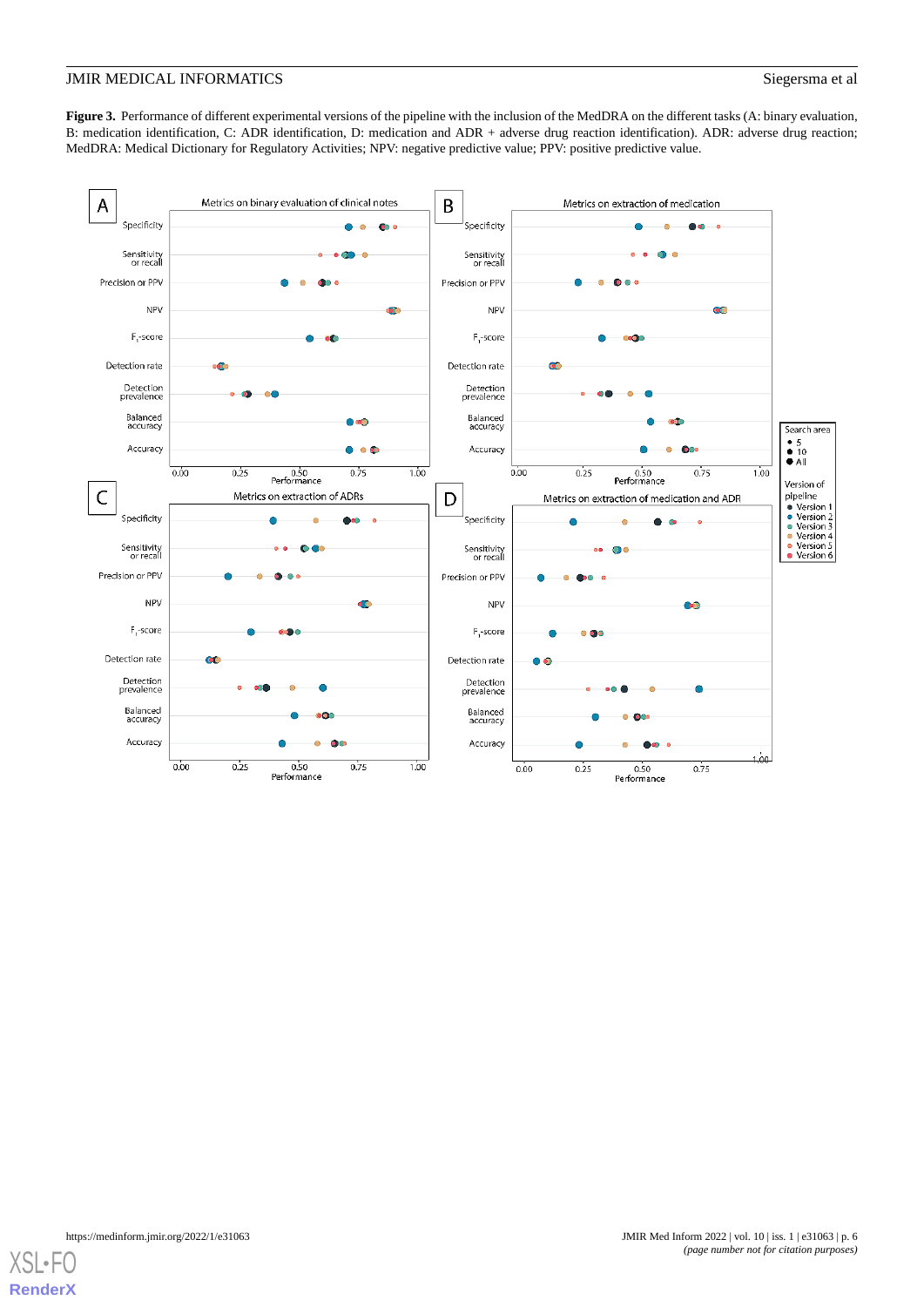**Figure 3.** Performance of different experimental versions of the pipeline with the inclusion of the MedDRA on the different tasks (A: binary evaluation, B: medication identification, C: ADR identification, D: medication and ADR + adverse drug reaction identification). ADR: adverse drug reaction; MedDRA: Medical Dictionary for Regulatory Activities; NPV: negative predictive value; PPV: positive predictive value.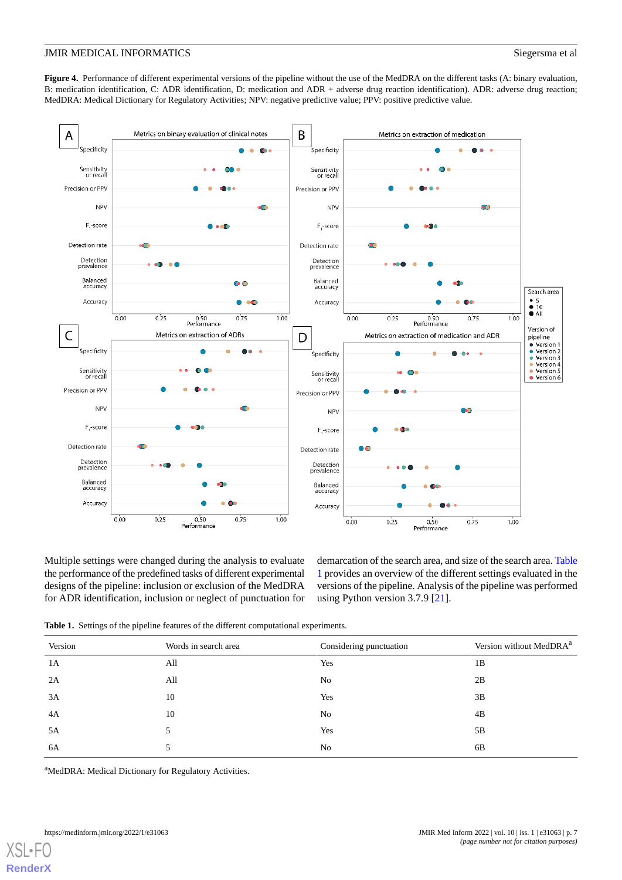**Figure 4.** Performance of different experimental versions of the pipeline without the use of the MedDRA on the different tasks (A: binary evaluation, B: medication identification, C: ADR identification, D: medication and ADR + adverse drug reaction identification). ADR: adverse drug reaction; MedDRA: Medical Dictionary for Regulatory Activities; NPV: negative predictive value; PPV: positive predictive value.

Multiple settings were changed during the analysis to evaluate the performance of the predefined tasks of different experimental designs of the pipeline: inclusion or exclusion of the MedDRA for ADR identification, inclusion or neglect of punctuation for demarcation of the search area, and size of the search area. Table 1 provides an overview of the different settings evaluated in the versions of the pipeline. Analysis of the pipeline was performed using Python version 3.7.9 [21].

**Table 1.** Settings of the pipeline features of the different computational experiments.

| Version | Words in search area | Considering punctuation | Version without MedDRA[a] |
|---|---|---|---|
| 1A | All | Yes | 1B |
| 2A | All | No | 2B |
| 3A | 10 | Yes | 3B |
| 4A | 10 | No | 4B |
| 5A | 5 | Yes | 5B |
| 6A | 5 | No | 6B |

[a]MedDRA: Medical Dictionary for Regulatory Activities.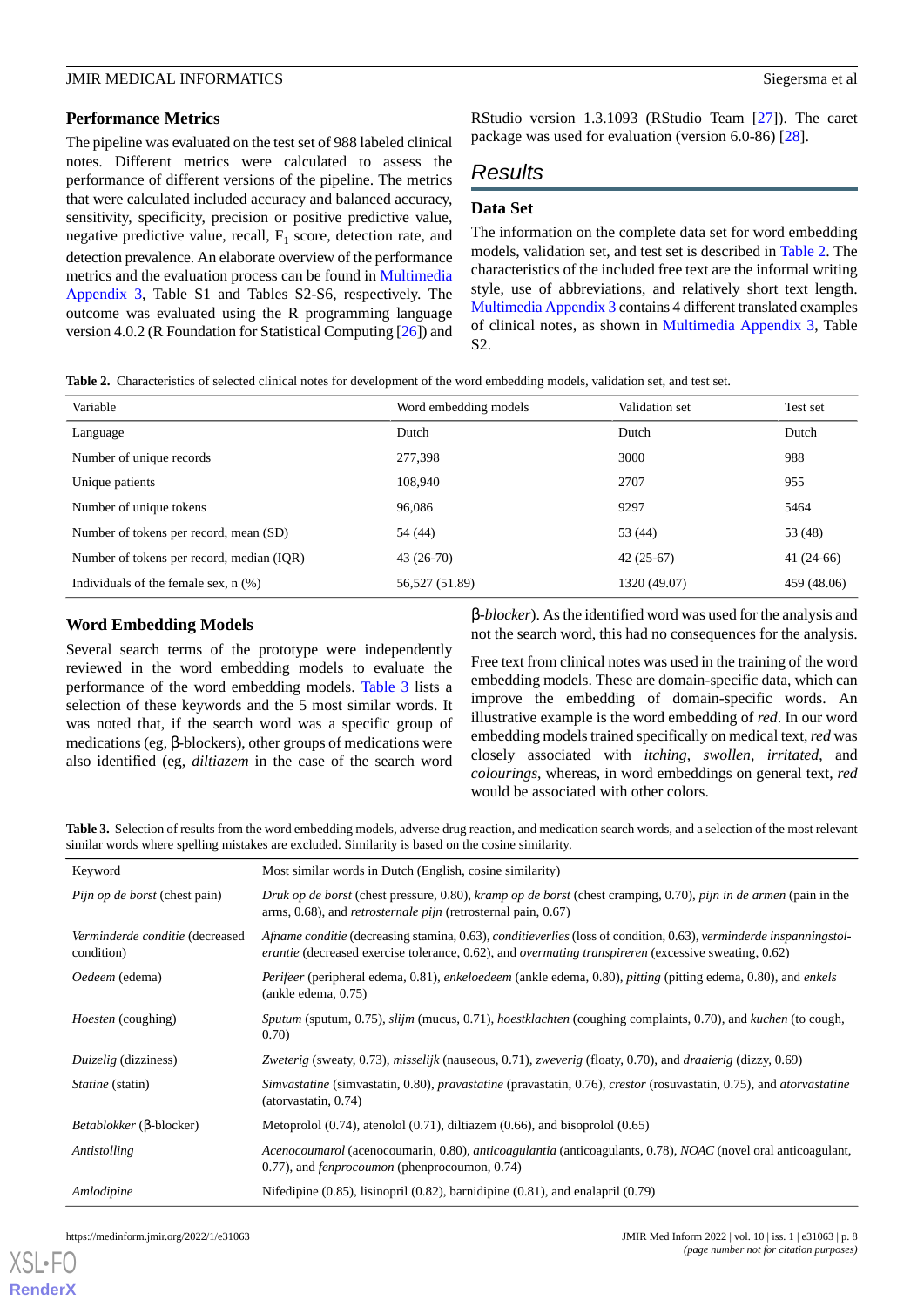### Performance Metrics

The pipeline was evaluated on the test set of 988 labeled clinical notes. Different metrics were calculated to assess the performance of different versions of the pipeline. The metrics that were calculated included accuracy and balanced accuracy, sensitivity, specificity, precision or positive predictive value, negative predictive value, recall, $F_1$ score, detection rate, and detection prevalence. An elaborate overview of the performance metrics and the evaluation process can be found in Multimedia Appendix 3, Table S1 and Tables S2-S6, respectively. The outcome was evaluated using the R programming language version 4.0.2 (R Foundation for Statistical Computing [26]) and RStudio version 1.3.1093 (RStudio Team [27]). The caret package was used for evaluation (version 6.0-86) [28].

## Results

### Data Set

The information on the complete data set for word embedding models, validation set, and test set is described in Table 2. The characteristics of the included free text are the informal writing style, use of abbreviations, and relatively short text length. Multimedia Appendix 3 contains 4 different translated examples of clinical notes, as shown in Multimedia Appendix 3, Table S2.

**Table 2.** Characteristics of selected clinical notes for development of the word embedding models, validation set, and test set.

| Variable | Word embedding models | Validation set | Test set |
|---|---|---|---|
| Language | Dutch | Dutch | Dutch |
| Number of unique records | 277,398 | 3000 | 988 |
| Unique patients | 108,940 | 2707 | 955 |
| Number of unique tokens | 96,086 | 9297 | 5464 |
| Number of tokens per record, mean (SD) | 54 (44) | 53 (44) | 53 (48) |
| Number of tokens per record, median (IQR) | 43 (26-70) | 42 (25-67) | 41 (24-66) |
| Individuals of the female sex, n (%) | 56,527 (51.89) | 1320 (49.07) | 459 (48.06) |

### Word Embedding Models

Several search terms of the prototype were independently reviewed in the word embedding models to evaluate the performance of the word embedding models. Table 3 lists a selection of these keywords and the 5 most similar words. It was noted that, if the search word was a specific group of medications (eg, β-blockers), other groups of medications were also identified (eg, *diltiazem* in the case of the search word β-*blocker*). As the identified word was used for the analysis and not the search word, this had no consequences for the analysis.

Free text from clinical notes was used in the training of the word embedding models. These are domain-specific data, which can improve the embedding of domain-specific words. An illustrative example is the word embedding of *red*. In our word embedding models trained specifically on medical text, *red* was closely associated with *itching*, *swollen*, *irritated*, and *colourings*, whereas, in word embeddings on general text, *red* would be associated with other colors.

**Table 3.** Selection of results from the word embedding models, adverse drug reaction, and medication search words, and a selection of the most relevant similar words where spelling mistakes are excluded. Similarity is based on the cosine similarity.

| Keyword | Most similar words in Dutch (English, cosine similarity) |
|---|---|
| *Pijn op de borst* (chest pain) | *Druk op de borst* (chest pressure, 0.80), *kramp op de borst* (chest cramping, 0.70), *pijn in de armen* (pain in the arms, 0.68), and *retrosternale pijn* (retrosternal pain, 0.67) |
| *Verminderde conditie* (decreased condition) | *Afname conditie* (decreasing stamina, 0.63), *conditieverlies* (loss of condition, 0.63), *verminderde inspanningstolerantie* (decreased exercise tolerance, 0.62), and *overmatig transpireren* (excessive sweating, 0.62) |
| *Oedeem* (edema) | *Perifeer* (peripheral edema, 0.81), *enkeloedeem* (ankle edema, 0.80), *pitting* (pitting edema, 0.80), and *enkels* (ankle edema, 0.75) |
| *Hoesten* (coughing) | *Sputum* (sputum, 0.75), *slijm* (mucus, 0.71), *hoestklachten* (coughing complaints, 0.70), and *kuchen* (to cough, 0.70) |
| *Duizelig* (dizziness) | *Zweterig* (sweaty, 0.73), *misselijk* (nauseous, 0.71), *zweverig* (floaty, 0.70), and *draaierig* (dizzy, 0.69) |
| *Statine* (statin) | *Simvastatine* (simvastatin, 0.80), *pravastatine* (pravastatin, 0.76), *crestor* (rosuvastatin, 0.75), and *atorvastatine* (atorvastatin, 0.74) |
| *Betablokker* (β-blocker) | Metoprolol (0.74), atenolol (0.71), diltiazem (0.66), and bisoprolol (0.65) |
| *Antistolling* | *Acenocoumarol* (acenocoumarin, 0.80), *anticoagulantia* (anticoagulants, 0.78), *NOAC* (novel oral anticoagulant, 0.77), and *fenprocoumon* (phenprocoumon, 0.74) |
| *Amlodipine* | Nifedipine (0.85), lisinopril (0.82), barnidipine (0.81), and enalapril (0.79) |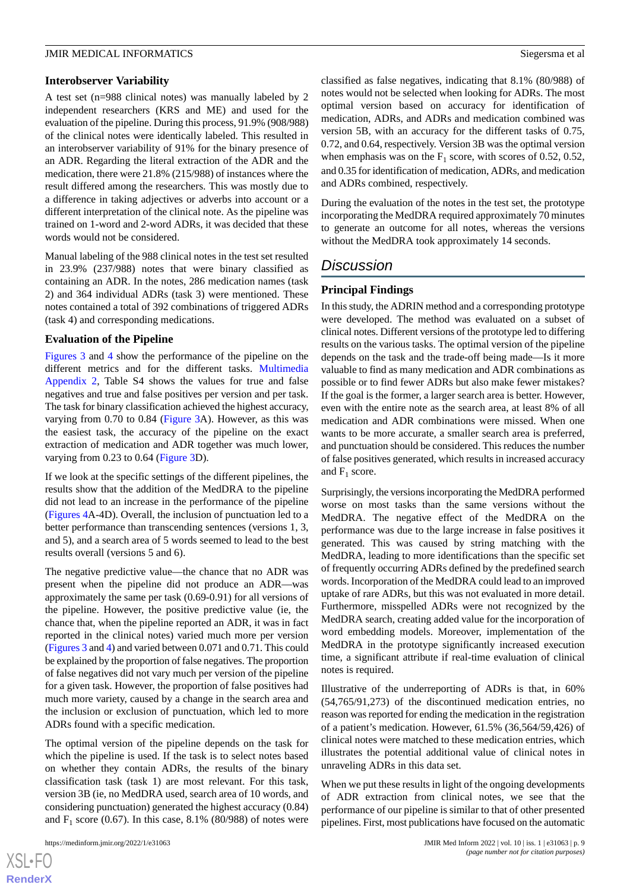### Interobserver Variability

A test set (n=988 clinical notes) was manually labeled by 2 independent researchers (KRS and ME) and used for the evaluation of the pipeline. During this process, 91.9% (908/988) of the clinical notes were identically labeled. This resulted in an interobserver variability of 91% for the binary presence of an ADR. Regarding the literal extraction of the ADR and the medication, there were 21.8% (215/988) of instances where the result differed among the researchers. This was mostly due to a difference in taking adjectives or adverbs into account or a different interpretation of the clinical note. As the pipeline was trained on 1-word and 2-word ADRs, it was decided that these words would not be considered.

Manual labeling of the 988 clinical notes in the test set resulted in 23.9% (237/988) notes that were binary classified as containing an ADR. In the notes, 286 medication names (task 2) and 364 individual ADRs (task 3) were mentioned. These notes contained a total of 392 combinations of triggered ADRs (task 4) and corresponding medications.

### Evaluation of the Pipeline

Figures 3 and 4 show the performance of the pipeline on the different metrics and for the different tasks. Multimedia Appendix 2, Table S4 shows the values for true and false negatives and true and false positives per version and per task. The task for binary classification achieved the highest accuracy, varying from 0.70 to 0.84 (Figure 3A). However, as this was the easiest task, the accuracy of the pipeline on the exact extraction of medication and ADR together was much lower, varying from 0.23 to 0.64 (Figure 3D).

If we look at the specific settings of the different pipelines, the results show that the addition of the MedDRA to the pipeline did not lead to an increase in the performance of the pipeline (Figures 4A-4D). Overall, the inclusion of punctuation led to a better performance than transcending sentences (versions 1, 3, and 5), and a search area of 5 words seemed to lead to the best results overall (versions 5 and 6).

The negative predictive value—the chance that no ADR was present when the pipeline did not produce an ADR—was approximately the same per task (0.69-0.91) for all versions of the pipeline. However, the positive predictive value (ie, the chance that, when the pipeline reported an ADR, it was in fact reported in the clinical notes) varied much more per version (Figures 3 and 4) and varied between 0.071 and 0.71. This could be explained by the proportion of false negatives. The proportion of false negatives did not vary much per version of the pipeline for a given task. However, the proportion of false positives had much more variety, caused by a change in the search area and the inclusion or exclusion of punctuation, which led to more ADRs found with a specific medication.

The optimal version of the pipeline depends on the task for which the pipeline is used. If the task is to select notes based on whether they contain ADRs, the results of the binary classification task (task 1) are most relevant. For this task, version 3B (ie, no MedDRA used, search area of 10 words, and considering punctuation) generated the highest accuracy (0.84) and $F_1$ score (0.67). In this case, 8.1% (80/988) of notes were classified as false negatives, indicating that 8.1% (80/988) of notes would not be selected when looking for ADRs. The most optimal version based on accuracy for identification of medication, ADRs, and ADRs and medication combined was version 5B, with an accuracy for the different tasks of 0.75, 0.72, and 0.64, respectively. Version 3B was the optimal version when emphasis was on the $F_1$ score, with scores of 0.52, 0.52, and 0.35 for identification of medication, ADRs, and medication and ADRs combined, respectively.

During the evaluation of the notes in the test set, the prototype incorporating the MedDRA required approximately 70 minutes to generate an outcome for all notes, whereas the versions without the MedDRA took approximately 14 seconds.

## Discussion

### Principal Findings

In this study, the ADRIN method and a corresponding prototype were developed. The method was evaluated on a subset of clinical notes. Different versions of the prototype led to differing results on the various tasks. The optimal version of the pipeline depends on the task and the trade-off being made—Is it more valuable to find as many medication and ADR combinations as possible or to find fewer ADRs but also make fewer mistakes? If the goal is the former, a larger search area is better. However, even with the entire note as the search area, at least 8% of all medication and ADR combinations were missed. When one wants to be more accurate, a smaller search area is preferred, and punctuation should be considered. This reduces the number of false positives generated, which results in increased accuracy and $F_1$ score.

Surprisingly, the versions incorporating the MedDRA performed worse on most tasks than the same versions without the MedDRA. The negative effect of the MedDRA on the performance was due to the large increase in false positives it generated. This was caused by string matching with the MedDRA, leading to more identifications than the specific set of frequently occurring ADRs defined by the predefined search words. Incorporation of the MedDRA could lead to an improved uptake of rare ADRs, but this was not evaluated in more detail. Furthermore, misspelled ADRs were not recognized by the MedDRA search, creating added value for the incorporation of word embedding models. Moreover, implementation of the MedDRA in the prototype significantly increased execution time, a significant attribute if real-time evaluation of clinical notes is required.

Illustrative of the underreporting of ADRs is that, in 60% (54,765/91,273) of the discontinued medication entries, no reason was reported for ending the medication in the registration of a patient's medication. However, 61.5% (36,564/59,426) of clinical notes were matched to these medication entries, which illustrates the potential additional value of clinical notes in unraveling ADRs in this data set.

When we put these results in light of the ongoing developments of ADR extraction from clinical notes, we see that the performance of our pipeline is similar to that of other presented pipelines. First, most publications have focused on the automatic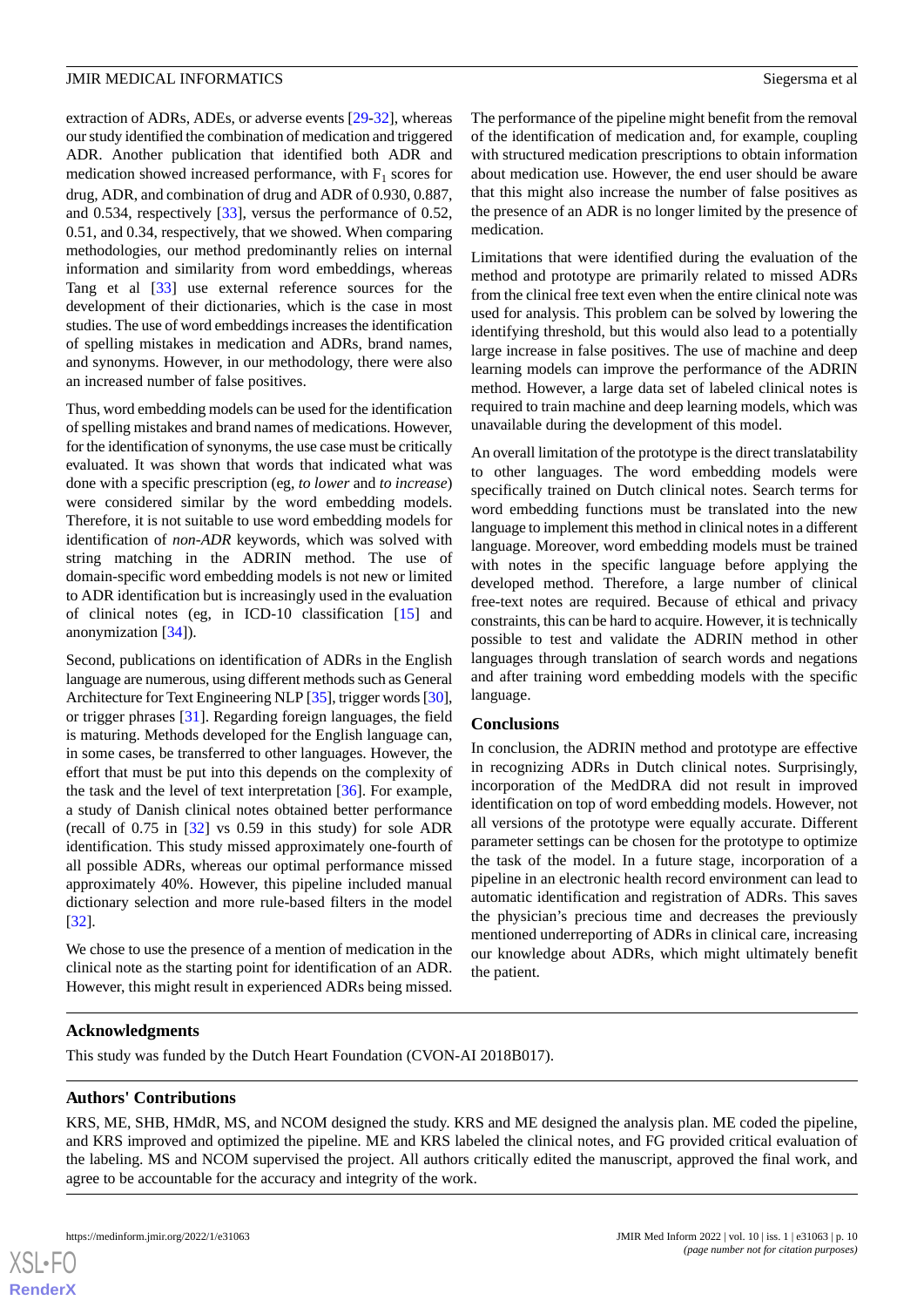extraction of ADRs, ADEs, or adverse events [29-32], whereas our study identified the combination of medication and triggered ADR. Another publication that identified both ADR and medication showed increased performance, with $F_1$ scores for drug, ADR, and combination of drug and ADR of 0.930, 0.887, and 0.534, respectively [33], versus the performance of 0.52, 0.51, and 0.34, respectively, that we showed. When comparing methodologies, our method predominantly relies on internal information and similarity from word embeddings, whereas Tang et al [33] use external reference sources for the development of their dictionaries, which is the case in most studies. The use of word embeddings increases the identification of spelling mistakes in medication and ADRs, brand names, and synonyms. However, in our methodology, there were also an increased number of false positives.

Thus, word embedding models can be used for the identification of spelling mistakes and brand names of medications. However, for the identification of synonyms, the use case must be critically evaluated. It was shown that words that indicated what was done with a specific prescription (eg, *to lower* and *to increase*) were considered similar by the word embedding models. Therefore, it is not suitable to use word embedding models for identification of *non-ADR* keywords, which was solved with string matching in the ADRIN method. The use of domain-specific word embedding models is not new or limited to ADR identification but is increasingly used in the evaluation of clinical notes (eg, in ICD-10 classification [15] and anonymization [34]).

Second, publications on identification of ADRs in the English language are numerous, using different methods such as General Architecture for Text Engineering NLP [35], trigger words [30], or trigger phrases [31]. Regarding foreign languages, the field is maturing. Methods developed for the English language can, in some cases, be transferred to other languages. However, the effort that must be put into this depends on the complexity of the task and the level of text interpretation [36]. For example, a study of Danish clinical notes obtained better performance (recall of 0.75 in [32] vs 0.59 in this study) for sole ADR identification. This study missed approximately one-fourth of all possible ADRs, whereas our optimal performance missed approximately 40%. However, this pipeline included manual dictionary selection and more rule-based filters in the model [32].

We chose to use the presence of a mention of medication in the clinical note as the starting point for identification of an ADR. However, this might result in experienced ADRs being missed. The performance of the pipeline might benefit from the removal of the identification of medication and, for example, coupling with structured medication prescriptions to obtain information about medication use. However, the end user should be aware that this might also increase the number of false positives as the presence of an ADR is no longer limited by the presence of medication.

Limitations that were identified during the evaluation of the method and prototype are primarily related to missed ADRs from the clinical free text even when the entire clinical note was used for analysis. This problem can be solved by lowering the identifying threshold, but this would also lead to a potentially large increase in false positives. The use of machine and deep learning models can improve the performance of the ADRIN method. However, a large data set of labeled clinical notes is required to train machine and deep learning models, which was unavailable during the development of this model.

An overall limitation of the prototype is the direct translatability to other languages. The word embedding models were specifically trained on Dutch clinical notes. Search terms for word embedding functions must be translated into the new language to implement this method in clinical notes in a different language. Moreover, word embedding models must be trained with notes in the specific language before applying the developed method. Therefore, a large number of clinical free-text notes are required. Because of ethical and privacy constraints, this can be hard to acquire. However, it is technically possible to test and validate the ADRIN method in other languages through translation of search words and negations and after training word embedding models with the specific language.

## Conclusions

In conclusion, the ADRIN method and prototype are effective in recognizing ADRs in Dutch clinical notes. Surprisingly, incorporation of the MedDRA did not result in improved identification on top of word embedding models. However, not all versions of the prototype were equally accurate. Different parameter settings can be chosen for the prototype to optimize the task of the model. In a future stage, incorporation of a pipeline in an electronic health record environment can lead to automatic identification and registration of ADRs. This saves the physician's precious time and decreases the previously mentioned underreporting of ADRs in clinical care, increasing our knowledge about ADRs, which might ultimately benefit the patient.

## Acknowledgments

This study was funded by the Dutch Heart Foundation (CVON-AI 2018B017).

## Authors' Contributions

KRS, ME, SHB, HMdR, MS, and NCOM designed the study. KRS and ME designed the analysis plan. ME coded the pipeline, and KRS improved and optimized the pipeline. ME and KRS labeled the clinical notes, and FG provided critical evaluation of the labeling. MS and NCOM supervised the project. All authors critically edited the manuscript, approved the final work, and agree to be accountable for the accuracy and integrity of the work.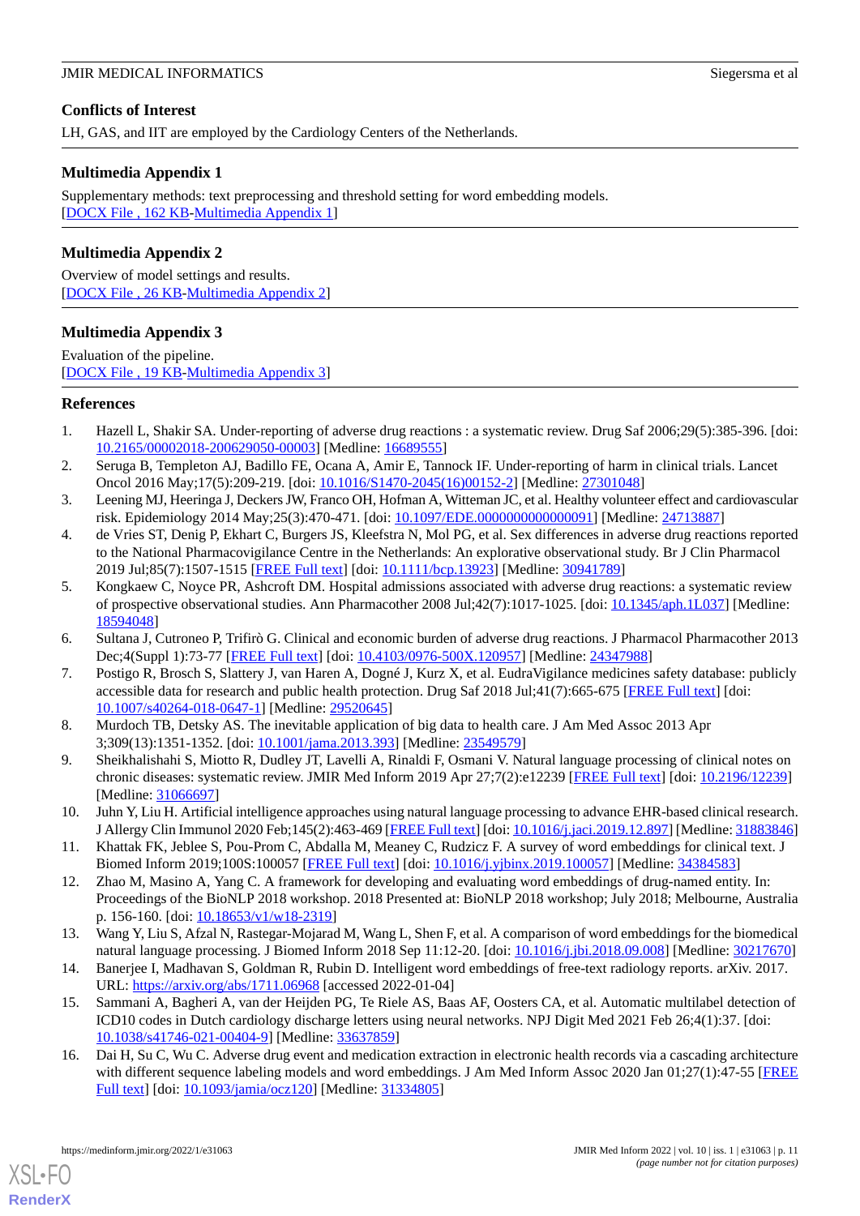## Conflicts of Interest

LH, GAS, and IIT are employed by the Cardiology Centers of the Netherlands.

## Multimedia Appendix 1

Supplementary methods: text preprocessing and threshold setting for word embedding models.
[DOCX File , 162 KB-Multimedia Appendix 1]

## Multimedia Appendix 2

Overview of model settings and results.
[DOCX File , 26 KB-Multimedia Appendix 2]

## Multimedia Appendix 3

Evaluation of the pipeline.
[DOCX File , 19 KB-Multimedia Appendix 3]

## References

1. Hazell L, Shakir SA. Under-reporting of adverse drug reactions : a systematic review. Drug Saf 2006;29(5):385-396. [doi: 10.2165/00002018-200629050-00003] [Medline: 16689555]
2. Seruga B, Templeton AJ, Badillo FE, Ocana A, Amir E, Tannock IF. Under-reporting of harm in clinical trials. Lancet Oncol 2016 May;17(5):209-219. [doi: 10.1016/S1470-2045(16)00152-2] [Medline: 27301048]
3. Leening MJ, Heeringa J, Deckers JW, Franco OH, Hofman A, Witteman JC, et al. Healthy volunteer effect and cardiovascular risk. Epidemiology 2014 May;25(3):470-471. [doi: 10.1097/EDE.0000000000000091] [Medline: 24713887]
4. de Vries ST, Denig P, Ekhart C, Burgers JS, Kleefstra N, Mol PG, et al. Sex differences in adverse drug reactions reported to the National Pharmacovigilance Centre in the Netherlands: An explorative observational study. Br J Clin Pharmacol 2019 Jul;85(7):1507-1515 [FREE Full text] [doi: 10.1111/bcp.13923] [Medline: 30941789]
5. Kongkaew C, Noyce PR, Ashcroft DM. Hospital admissions associated with adverse drug reactions: a systematic review of prospective observational studies. Ann Pharmacother 2008 Jul;42(7):1017-1025. [doi: 10.1345/aph.1L037] [Medline: 18594048]
6. Sultana J, Cutroneo P, Trifirò G. Clinical and economic burden of adverse drug reactions. J Pharmacol Pharmacother 2013 Dec;4(Suppl 1):73-77 [FREE Full text] [doi: 10.4103/0976-500X.120957] [Medline: 24347988]
7. Postigo R, Brosch S, Slattery J, van Haren A, Dogné J, Kurz X, et al. EudraVigilance medicines safety database: publicly accessible data for research and public health protection. Drug Saf 2018 Jul;41(7):665-675 [FREE Full text] [doi: 10.1007/s40264-018-0647-1] [Medline: 29520645]
8. Murdoch TB, Detsky AS. The inevitable application of big data to health care. J Am Med Assoc 2013 Apr 3;309(13):1351-1352. [doi: 10.1001/jama.2013.393] [Medline: 23549579]
9. Sheikhalishahi S, Miotto R, Dudley JT, Lavelli A, Rinaldi F, Osmani V. Natural language processing of clinical notes on chronic diseases: systematic review. JMIR Med Inform 2019 Apr 27;7(2):e12239 [FREE Full text] [doi: 10.2196/12239] [Medline: 31066697]
10. Juhn Y, Liu H. Artificial intelligence approaches using natural language processing to advance EHR-based clinical research. J Allergy Clin Immunol 2020 Feb;145(2):463-469 [FREE Full text] [doi: 10.1016/j.jaci.2019.12.897] [Medline: 31883846]
11. Khattak FK, Jeblee S, Pou-Prom C, Abdalla M, Meaney C, Rudzicz F. A survey of word embeddings for clinical text. J Biomed Inform 2019;100S:100057 [FREE Full text] [doi: 10.1016/j.yjbinx.2019.100057] [Medline: 34384583]
12. Zhao M, Masino A, Yang C. A framework for developing and evaluating word embeddings of drug-named entity. In: Proceedings of the BioNLP 2018 workshop. 2018 Presented at: BioNLP 2018 workshop; July 2018; Melbourne, Australia p. 156-160. [doi: 10.18653/v1/w18-2319]
13. Wang Y, Liu S, Afzal N, Rastegar-Mojarad M, Wang L, Shen F, et al. A comparison of word embeddings for the biomedical natural language processing. J Biomed Inform 2018 Sep 11:12-20. [doi: 10.1016/j.jbi.2018.09.008] [Medline: 30217670]
14. Banerjee I, Madhavan S, Goldman R, Rubin D. Intelligent word embeddings of free-text radiology reports. arXiv. 2017. URL: https://arxiv.org/abs/1711.06968 [accessed 2022-01-04]
15. Sammani A, Bagheri A, van der Heijden PG, Te Riele AS, Baas AF, Oosters CA, et al. Automatic multilabel detection of ICD10 codes in Dutch cardiology discharge letters using neural networks. NPJ Digit Med 2021 Feb 26;4(1):37. [doi: 10.1038/s41746-021-00404-9] [Medline: 33637859]
16. Dai H, Su C, Wu C. Adverse drug event and medication extraction in electronic health records via a cascading architecture with different sequence labeling models and word embeddings. J Am Med Inform Assoc 2020 Jan 01;27(1):47-55 [FREE Full text] [doi: 10.1093/jamia/ocz120] [Medline: 31334805]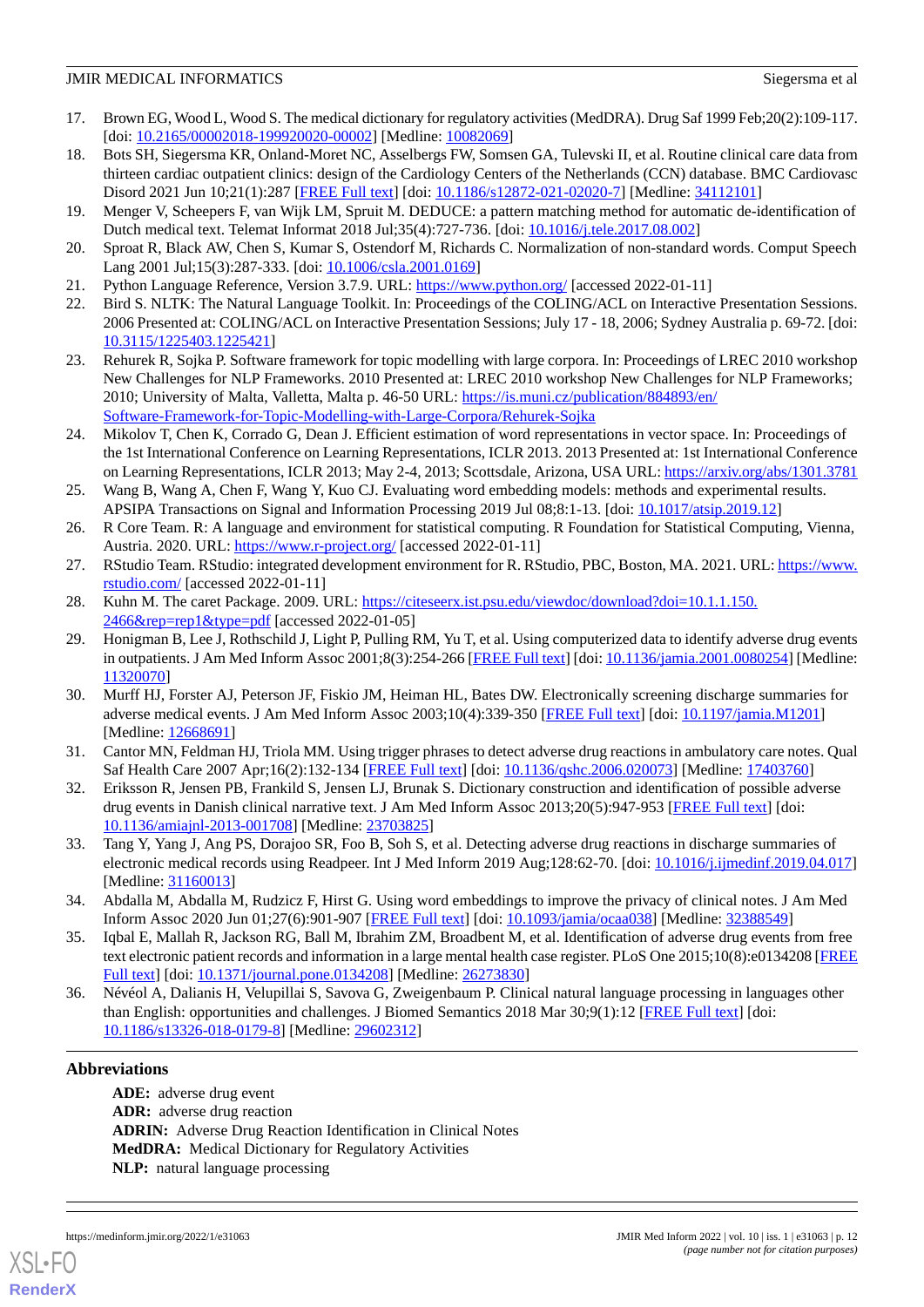17. Brown EG, Wood L, Wood S. The medical dictionary for regulatory activities (MedDRA). Drug Saf 1999 Feb;20(2):109-117. [doi: 10.2165/00002018-199920020-00002] [Medline: 10082069]
18. Bots SH, Siegersma KR, Onland-Moret NC, Asselbergs FW, Somsen GA, Tulevski II, et al. Routine clinical care data from thirteen cardiac outpatient clinics: design of the Cardiology Centers of the Netherlands (CCN) database. BMC Cardiovasc Disord 2021 Jun 10;21(1):287 [FREE Full text] [doi: 10.1186/s12872-021-02020-7] [Medline: 34112101]
19. Menger V, Scheepers F, van Wijk LM, Spruit M. DEDUCE: a pattern matching method for automatic de-identification of Dutch medical text. Telemat Informat 2018 Jul;35(4):727-736. [doi: 10.1016/j.tele.2017.08.002]
20. Sproat R, Black AW, Chen S, Kumar S, Ostendorf M, Richards C. Normalization of non-standard words. Comput Speech Lang 2001 Jul;15(3):287-333. [doi: 10.1006/csla.2001.0169]
21. Python Language Reference, Version 3.7.9. URL: https://www.python.org/ [accessed 2022-01-11]
22. Bird S. NLTK: The Natural Language Toolkit. In: Proceedings of the COLING/ACL on Interactive Presentation Sessions. 2006 Presented at: COLING/ACL on Interactive Presentation Sessions; July 17 - 18, 2006; Sydney Australia p. 69-72. [doi: 10.3115/1225403.1225421]
23. Rehurek R, Sojka P. Software framework for topic modelling with large corpora. In: Proceedings of LREC 2010 workshop New Challenges for NLP Frameworks. 2010 Presented at: LREC 2010 workshop New Challenges for NLP Frameworks; 2010; University of Malta, Valletta, Malta p. 46-50 URL: https://is.muni.cz/publication/884893/en/Software-Framework-for-Topic-Modelling-with-Large-Corpora/Rehurek-Sojka
24. Mikolov T, Chen K, Corrado G, Dean J. Efficient estimation of word representations in vector space. In: Proceedings of the 1st International Conference on Learning Representations, ICLR 2013. 2013 Presented at: 1st International Conference on Learning Representations, ICLR 2013; May 2-4, 2013; Scottsdale, Arizona, USA URL: https://arxiv.org/abs/1301.3781
25. Wang B, Wang A, Chen F, Wang Y, Kuo CJ. Evaluating word embedding models: methods and experimental results. APSIPA Transactions on Signal and Information Processing 2019 Jul 08;8:1-13. [doi: 10.1017/atsip.2019.12]
26. R Core Team. R: A language and environment for statistical computing. R Foundation for Statistical Computing, Vienna, Austria. 2020. URL: https://www.r-project.org/ [accessed 2022-01-11]
27. RStudio Team. RStudio: integrated development environment for R. RStudio, PBC, Boston, MA. 2021. URL: https://www.rstudio.com/ [accessed 2022-01-11]
28. Kuhn M. The caret Package. 2009. URL: https://citeseerx.ist.psu.edu/viewdoc/download?doi=10.1.1.150.2466&rep=rep1&type=pdf [accessed 2022-01-05]
29. Honigman B, Lee J, Rothschild J, Light P, Pulling RM, Yu T, et al. Using computerized data to identify adverse drug events in outpatients. J Am Med Inform Assoc 2001;8(3):254-266 [FREE Full text] [doi: 10.1136/jamia.2001.0080254] [Medline: 11320070]
30. Murff HJ, Forster AJ, Peterson JF, Fiskio JM, Heiman HL, Bates DW. Electronically screening discharge summaries for adverse medical events. J Am Med Inform Assoc 2003;10(4):339-350 [FREE Full text] [doi: 10.1197/jamia.M1201] [Medline: 12668691]
31. Cantor MN, Feldman HJ, Triola MM. Using trigger phrases to detect adverse drug reactions in ambulatory care notes. Qual Saf Health Care 2007 Apr;16(2):132-134 [FREE Full text] [doi: 10.1136/qshc.2006.020073] [Medline: 17403760]
32. Eriksson R, Jensen PB, Frankild S, Jensen LJ, Brunak S. Dictionary construction and identification of possible adverse drug events in Danish clinical narrative text. J Am Med Inform Assoc 2013;20(5):947-953 [FREE Full text] [doi: 10.1136/amiajnl-2013-001708] [Medline: 23703825]
33. Tang Y, Yang J, Ang PS, Dorajoo SR, Foo B, Soh S, et al. Detecting adverse drug reactions in discharge summaries of electronic medical records using Readpeer. Int J Med Inform 2019 Aug;128:62-70. [doi: 10.1016/j.ijmedinf.2019.04.017] [Medline: 31160013]
34. Abdalla M, Abdalla M, Rudzicz F, Hirst G. Using word embeddings to improve the privacy of clinical notes. J Am Med Inform Assoc 2020 Jun 01;27(6):901-907 [FREE Full text] [doi: 10.1093/jamia/ocaa038] [Medline: 32388549]
35. Iqbal E, Mallah R, Jackson RG, Ball M, Ibrahim ZM, Broadbent M, et al. Identification of adverse drug events from free text electronic patient records and information in a large mental health case register. PLoS One 2015;10(8):e0134208 [FREE Full text] [doi: 10.1371/journal.pone.0134208] [Medline: 26273830]
36. Névéol A, Dalianis H, Velupillai S, Savova G, Zweigenbaum P. Clinical natural language processing in languages other than English: opportunities and challenges. J Biomed Semantics 2018 Mar 30;9(1):12 [FREE Full text] [doi: 10.1186/s13326-018-0179-8] [Medline: 29602312]

## Abbreviations

**ADE:** adverse drug event
**ADR:** adverse drug reaction
**ADRIN:** Adverse Drug Reaction Identification in Clinical Notes
**MedDRA:** Medical Dictionary for Regulatory Activities
**NLP:** natural language processing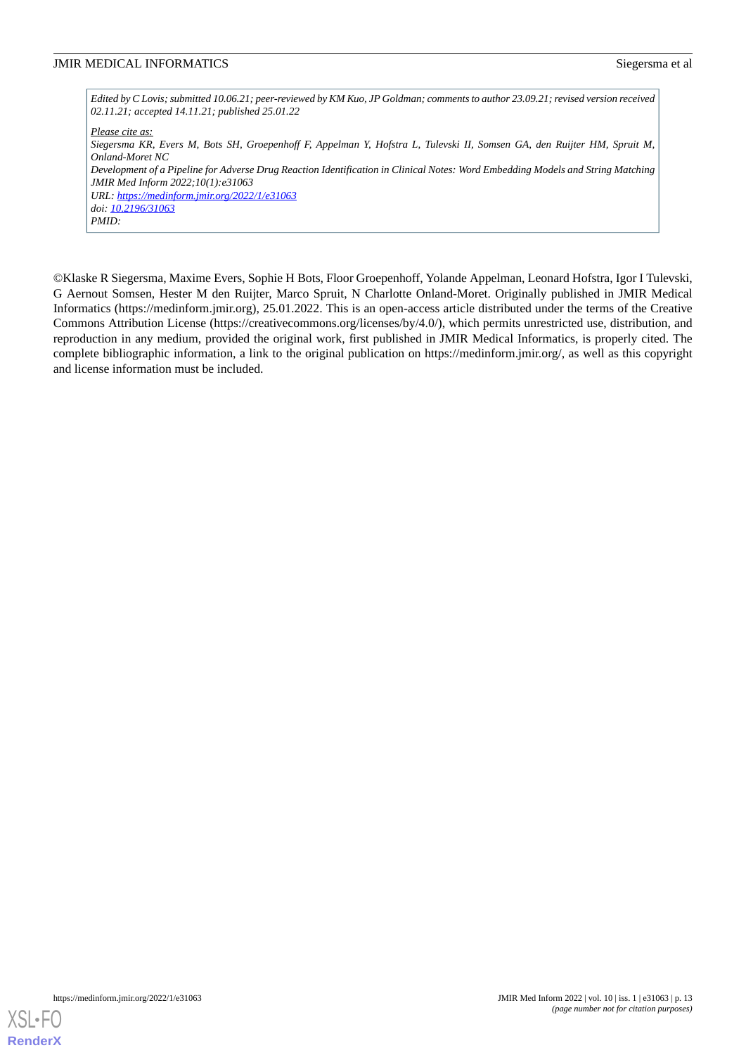*Edited by C Lovis; submitted 10.06.21; peer-reviewed by KM Kuo, JP Goldman; comments to author 23.09.21; revised version received 02.11.21; accepted 14.11.21; published 25.01.22*

*Please cite as:*
*Siegersma KR, Evers M, Bots SH, Groepenhoff F, Appelman Y, Hofstra L, Tulevski II, Somsen GA, den Ruijter HM, Spruit M, Onland-Moret NC*
*Development of a Pipeline for Adverse Drug Reaction Identification in Clinical Notes: Word Embedding Models and String Matching*
*JMIR Med Inform 2022;10(1):e31063*
*URL: https://medinform.jmir.org/2022/1/e31063*
*doi: 10.2196/31063*
*PMID:*

©Klaske R Siegersma, Maxime Evers, Sophie H Bots, Floor Groepenhoff, Yolande Appelman, Leonard Hofstra, Igor I Tulevski, G Aernout Somsen, Hester M den Ruijter, Marco Spruit, N Charlotte Onland-Moret. Originally published in JMIR Medical Informatics (https://medinform.jmir.org), 25.01.2022. This is an open-access article distributed under the terms of the Creative Commons Attribution License (https://creativecommons.org/licenses/by/4.0/), which permits unrestricted use, distribution, and reproduction in any medium, provided the original work, first published in JMIR Medical Informatics, is properly cited. The complete bibliographic information, a link to the original publication on https://medinform.jmir.org/, as well as this copyright and license information must be included.